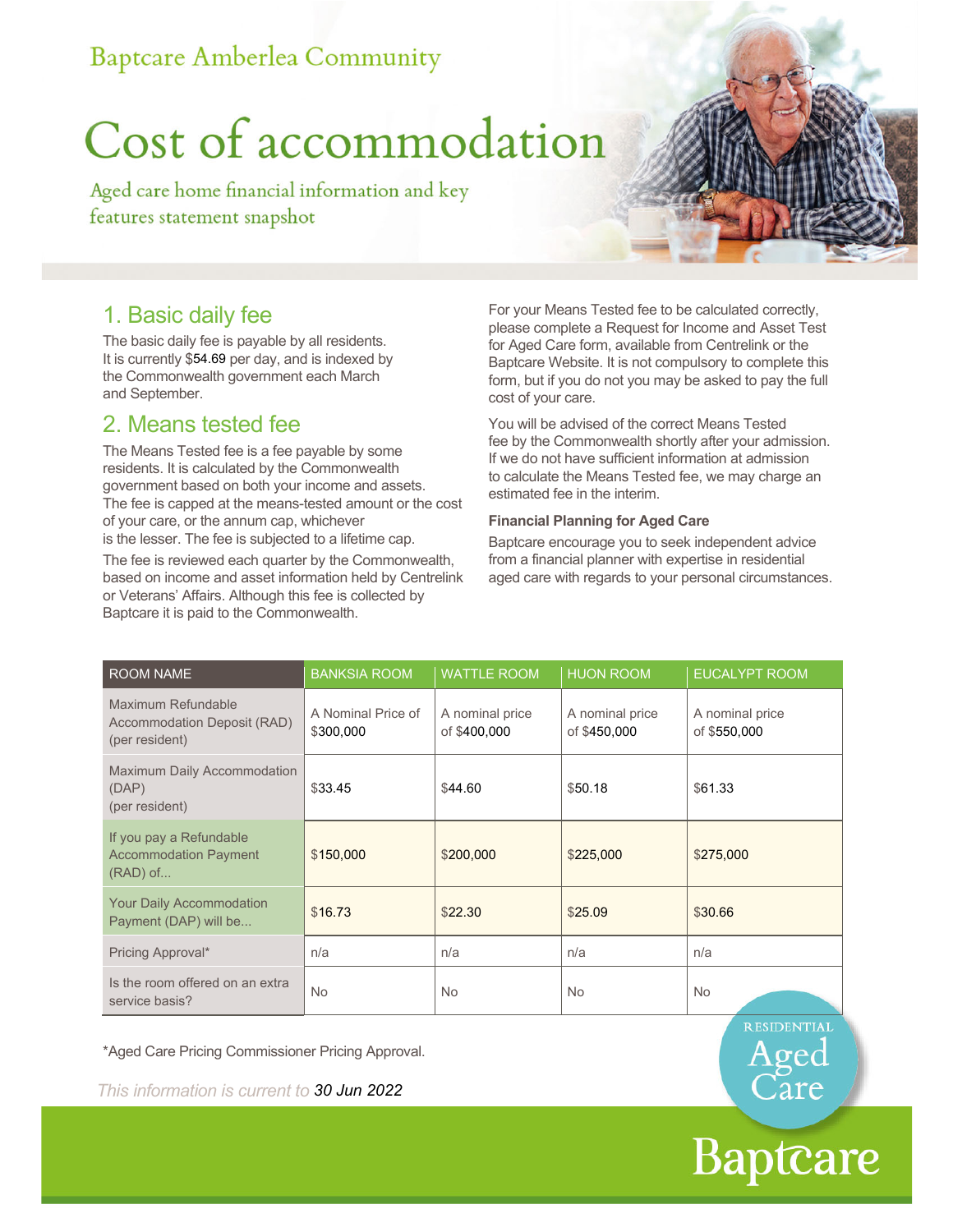Baptcare Amberlea Community

# Cost of accommodation

Aged care home financial information and key features statement snapshot

## 1. Basic daily fee

The basic daily fee is payable by all residents. It is currently $54.69 per day, and is indexed by the Commonwealth government each March and September.

## 2. Means tested fee

The Means Tested fee is a fee payable by some residents. It is calculated by the Commonwealth government based on both your income and assets. The fee is capped at the means-tested amount or the cost of your care, or the annum cap, whichever is the lesser. The fee is subjected to a lifetime cap.

The fee is reviewed each quarter by the Commonwealth, based on income and asset information held by Centrelink or Veterans' Affairs. Although this fee is collected by Baptcare it is paid to the Commonwealth.

For your Means Tested fee to be calculated correctly, please complete a Request for Income and Asset Test for Aged Care form, available from Centrelink or the Baptcare Website. It is not compulsory to complete this form, but if you do not you may be asked to pay the full cost of your care.

You will be advised of the correct Means Tested fee by the Commonwealth shortly after your admission. If we do not have sufficient information at admission to calculate the Means Tested fee, we may charge an estimated fee in the interim.

**Financial Planning for Aged Care**

Baptcare encourage you to seek independent advice from a financial planner with expertise in residential aged care with regards to your personal circumstances.

| ROOM NAME | BANKSIA ROOM | WATTLE ROOM | HUON ROOM | EUCALYPT ROOM |
|---|---|---|---|---|
| Maximum Refundable Accommodation Deposit (RAD) (per resident) | A Nominal Price of $300,000 | A nominal price of $400,000 | A nominal price of $450,000 | A nominal price of $550,000 |
| Maximum Daily Accommodation (DAP) (per resident) | $33.45 | $44.60 | $50.18 | $61.33 |
| If you pay a Refundable Accommodation Payment (RAD) of... | $150,000 | $200,000 | $225,000 | $275,000 |
| Your Daily Accommodation Payment (DAP) will be... | $16.73 | $22.30 | $25.09 | $30.66 |
| Pricing Approval* | n/a | n/a | n/a | n/a |
| Is the room offered on an extra service basis? | No | No | No | No |

*Aged Care Pricing Commissioner Pricing Approval.

*This information is current to 30 Jun 2022*

RESIDENTIAL Aged Care

Baptcare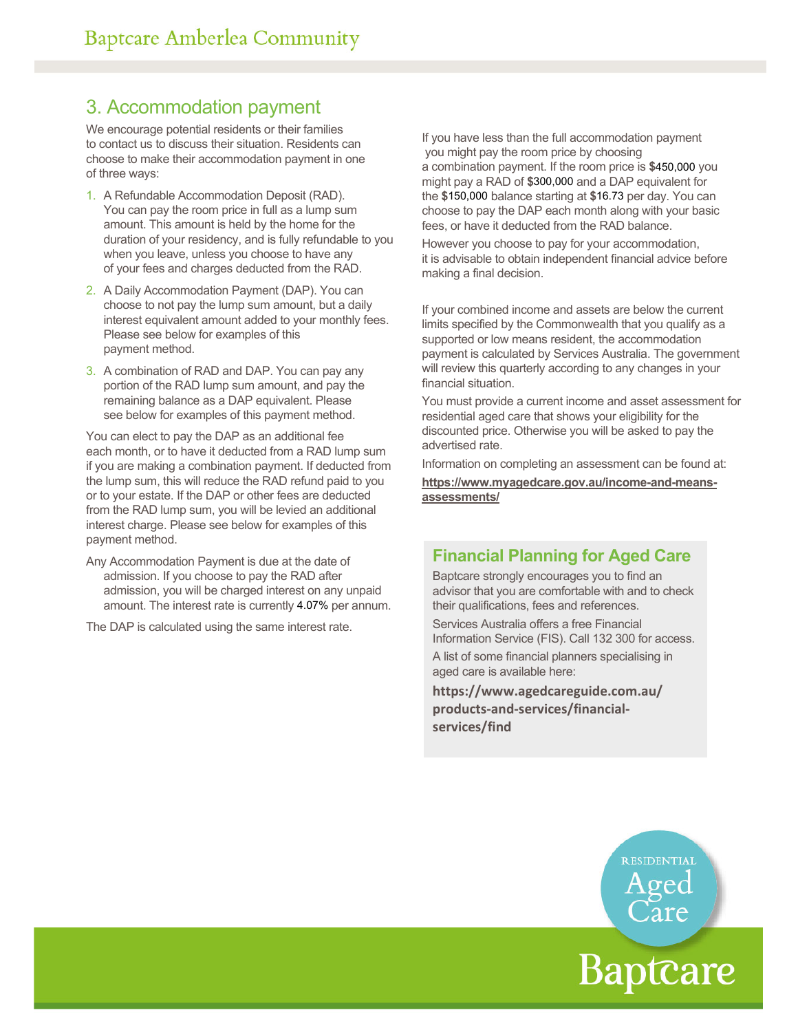## 3. Accommodation payment

We encourage potential residents or their families to contact us to discuss their situation. Residents can choose to make their accommodation payment in one of three ways:

1. A Refundable Accommodation Deposit (RAD). You can pay the room price in full as a lump sum amount. This amount is held by the home for the duration of your residency, and is fully refundable to you when you leave, unless you choose to have any of your fees and charges deducted from the RAD.
2. A Daily Accommodation Payment (DAP). You can choose to not pay the lump sum amount, but a daily interest equivalent amount added to your monthly fees. Please see below for examples of this payment method.
3. A combination of RAD and DAP. You can pay any portion of the RAD lump sum amount, and pay the remaining balance as a DAP equivalent. Please see below for examples of this payment method.

You can elect to pay the DAP as an additional fee each month, or to have it deducted from a RAD lump sum if you are making a combination payment. If deducted from the lump sum, this will reduce the RAD refund paid to you or to your estate. If the DAP or other fees are deducted from the RAD lump sum, you will be levied an additional interest charge. Please see below for examples of this payment method.

Any Accommodation Payment is due at the date of admission. If you choose to pay the RAD after admission, you will be charged interest on any unpaid amount. The interest rate is currently 4.07% per annum.

The DAP is calculated using the same interest rate.

If you have less than the full accommodation payment you might pay the room price by choosing a combination payment. If the room price is $450,000 you might pay a RAD of $300,000 and a DAP equivalent for the $150,000 balance starting at $16.73 per day. You can choose to pay the DAP each month along with your basic fees, or have it deducted from the RAD balance.

However you choose to pay for your accommodation, it is advisable to obtain independent financial advice before making a final decision.

If your combined income and assets are below the current limits specified by the Commonwealth that you qualify as a supported or low means resident, the accommodation payment is calculated by Services Australia. The government will review this quarterly according to any changes in your financial situation.

You must provide a current income and asset assessment for residential aged care that shows your eligibility for the discounted price. Otherwise you will be asked to pay the advertised rate.

Information on completing an assessment can be found at:

**https://www.myagedcare.gov.au/income-and-means-assessments/**

### Financial Planning for Aged Care

Baptcare strongly encourages you to find an advisor that you are comfortable with and to check their qualifications, fees and references.

Services Australia offers a free Financial Information Service (FIS). Call 132 300 for access.

A list of some financial planners specialising in aged care is available here:

**https://www.agedcareguide.com.au/products-and-services/financial-services/find**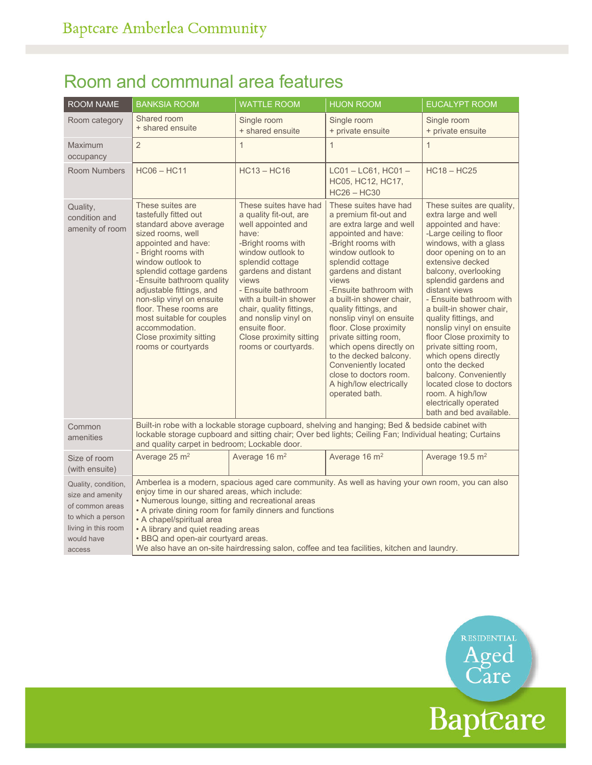## Room and communal area features

| ROOM NAME | BANKSIA ROOM | WATTLE ROOM | HUON ROOM | EUCALYPT ROOM |
|---|---|---|---|---|
| Room category | Shared room + shared ensuite | Single room + shared ensuite | Single room + private ensuite | Single room + private ensuite |
| Maximum occupancy | 2 | 1 | 1 | 1 |
| Room Numbers | HC06 – HC11 | HC13 – HC16 | LC01 – LC61, HC01 – HC05, HC12, HC17, HC26 – HC30 | HC18 – HC25 |
| Quality, condition and amenity of room | These suites are tastefully fitted out standard above average sized rooms, well appointed and have: - Bright rooms with window outlook to splendid cottage gardens -Ensuite bathroom quality adjustable fittings, and non-slip vinyl on ensuite floor. These rooms are most suitable for couples accommodation. Close proximity sitting rooms or courtyards | These suites have had a quality fit-out, are well appointed and have: -Bright rooms with window outlook to splendid cottage gardens and distant views - Ensuite bathroom with a built-in shower chair, quality fittings, and nonslip vinyl on ensuite floor. Close proximity sitting rooms or courtyards. | These suites have had a premium fit-out and are extra large and well appointed and have: -Bright rooms with window outlook to splendid cottage gardens and distant views -Ensuite bathroom with a built-in shower chair, quality fittings, and nonslip vinyl on ensuite floor. Close proximity private sitting room, which opens directly on to the decked balcony. Conveniently located close to doctors room. A high/low electrically operated bath. | These suites are quality, extra large and well appointed and have: -Large ceiling to floor windows, with a glass door opening on to an extensive decked balcony, overlooking splendid gardens and distant views - Ensuite bathroom with a built-in shower chair, quality fittings, and nonslip vinyl on ensuite floor Close proximity to private sitting room, which opens directly onto the decked balcony. Conveniently located close to doctors room. A high/low electrically operated bath and bed available. |
| Common amenities | Built-in robe with a lockable storage cupboard, shelving and hanging; Bed & bedside cabinet with lockable storage cupboard and sitting chair; Over bed lights; Ceiling Fan; Individual heating; Curtains and quality carpet in bedroom; Lockable door. | | | |
| Size of room (with ensuite) | Average 25 $m^2$ | Average 16 $m^2$ | Average 16 $m^2$ | Average 19.5 $m^2$ |
| Quality, condition, size and amenity of common areas to which a person living in this room would have access | Amberlea is a modern, spacious aged care community. As well as having your own room, you can also enjoy time in our shared areas, which include: • Numerous lounge, sitting and recreational areas • A private dining room for family dinners and functions • A chapel/spiritual area • A library and quiet reading areas • BBQ and open-air courtyard areas. We also have an on-site hairdressing salon, coffee and tea facilities, kitchen and laundry. | | | |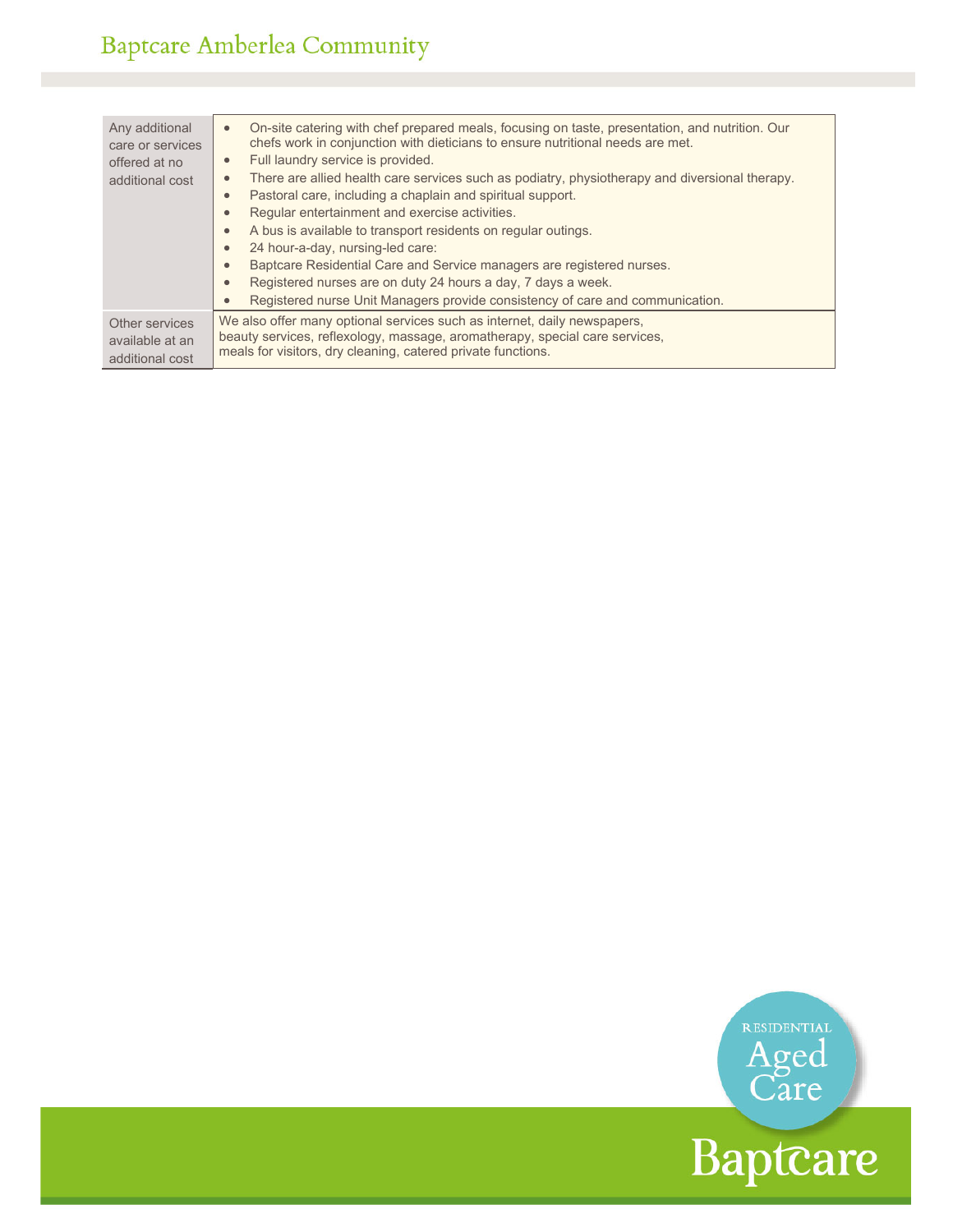| | |
|---|---|
| Any additional care or services offered at no additional cost | • On-site catering with chef prepared meals, focusing on taste, presentation, and nutrition. Our chefs work in conjunction with dieticians to ensure nutritional needs are met.<br>• Full laundry service is provided.<br>• There are allied health care services such as podiatry, physiotherapy and diversional therapy.<br>• Pastoral care, including a chaplain and spiritual support.<br>• Regular entertainment and exercise activities.<br>• A bus is available to transport residents on regular outings.<br>• 24 hour-a-day, nursing-led care:<br>• Baptcare Residential Care and Service managers are registered nurses.<br>• Registered nurses are on duty 24 hours a day, 7 days a week.<br>• Registered nurse Unit Managers provide consistency of care and communication. |
| Other services available at an additional cost | We also offer many optional services such as internet, daily newspapers, beauty services, reflexology, massage, aromatherapy, special care services, meals for visitors, dry cleaning, catered private functions. |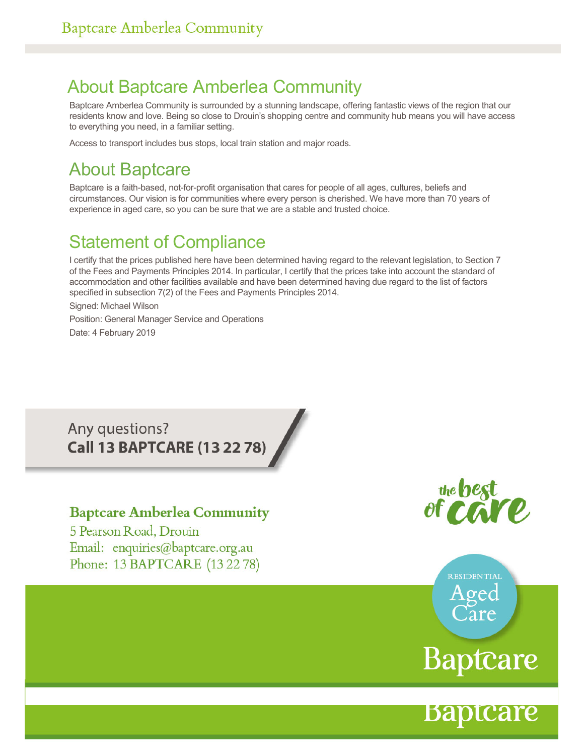## About Baptcare Amberlea Community

Baptcare Amberlea Community is surrounded by a stunning landscape, offering fantastic views of the region that our residents know and love. Being so close to Drouin's shopping centre and community hub means you will have access to everything you need, in a familiar setting.

Access to transport includes bus stops, local train station and major roads.

## About Baptcare

Baptcare is a faith-based, not-for-profit organisation that cares for people of all ages, cultures, beliefs and circumstances. Our vision is for communities where every person is cherished. We have more than 70 years of experience in aged care, so you can be sure that we are a stable and trusted choice.

## Statement of Compliance

I certify that the prices published here have been determined having regard to the relevant legislation, to Section 7 of the Fees and Payments Principles 2014. In particular, I certify that the prices take into account the standard of accommodation and other facilities available and have been determined having due regard to the list of factors specified in subsection 7(2) of the Fees and Payments Principles 2014.

Signed: Michael Wilson

Position: General Manager Service and Operations

Date: 4 February 2019

Any questions?
**Call 13 BAPTCARE (13 22 78)**

**Baptcare Amberlea Community**
5 Pearson Road, Drouin
Email: enquiries@baptcare.org.au
Phone: 13 BAPTCARE (13 22 78)

the best of care

RESIDENTIAL Aged Care

Baptcare